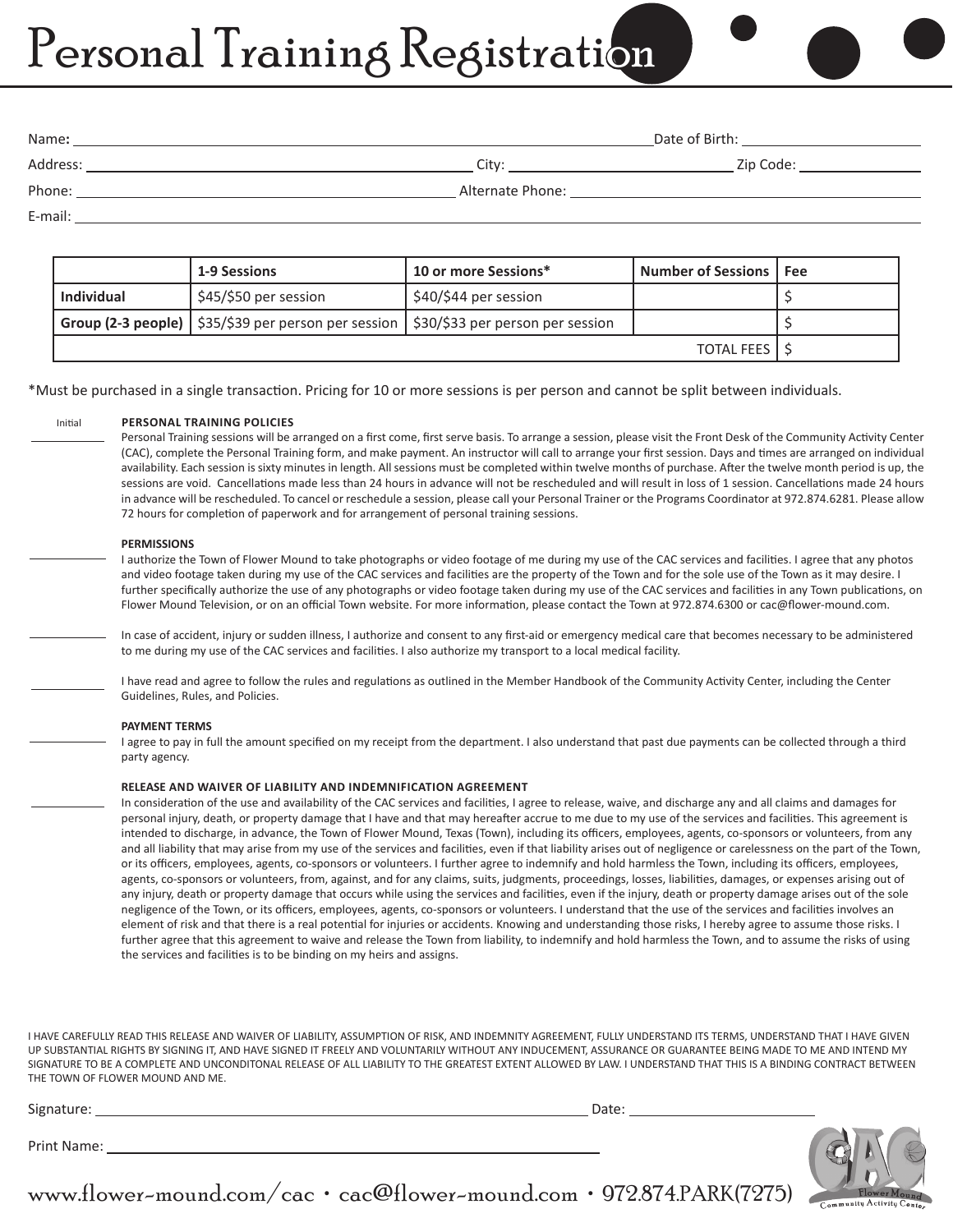# Personal Training Registration

Name: ______________________________ Date of Birth: ______________________

Address: ______________________________ City: ______________________ Zip Code: ______________

Phone: ______________________________ Alternate Phone: ______________________________

E-mail: ______________________________

| | 1-9 Sessions | 10 or more Sessions* | Number of Sessions | Fee |
|---|---|---|---|---|
| **Individual** | $45/$50 per session | $40/$44 per session | | $ |
| **Group (2-3 people)** | $35/$39 per person per session | $30/$33 per person per session | | $ |
| | | | TOTAL FEES | $ |

*Must be purchased in a single transaction. Pricing for 10 or more sessions is per person and cannot be split between individuals.

Initial ________

**PERSONAL TRAINING POLICIES**

Personal Training sessions will be arranged on a first come, first serve basis. To arrange a session, please visit the Front Desk of the Community Activity Center (CAC), complete the Personal Training form, and make payment. An instructor will call to arrange your first session. Days and times are arranged on individual availability. Each session is sixty minutes in length. All sessions must be completed within twelve months of purchase. After the twelve month period is up, the sessions are void. Cancellations made less than 24 hours in advance will not be rescheduled and will result in loss of 1 session. Cancellations made 24 hours in advance will be rescheduled. To cancel or reschedule a session, please call your Personal Trainer or the Programs Coordinator at 972.874.6281. Please allow 72 hours for completion of paperwork and for arrangement of personal training sessions.

________

**PERMISSIONS**

I authorize the Town of Flower Mound to take photographs or video footage of me during my use of the CAC services and facilities. I agree that any photos and video footage taken during my use of the CAC services and facilities are the property of the Town and for the sole use of the Town as it may desire. I further specifically authorize the use of any photographs or video footage taken during my use of the CAC services and facilities in any Town publications, on Flower Mound Television, or on an official Town website. For more information, please contact the Town at 972.874.6300 or cac@flower-mound.com.

________

In case of accident, injury or sudden illness, I authorize and consent to any first-aid or emergency medical care that becomes necessary to be administered to me during my use of the CAC services and facilities. I also authorize my transport to a local medical facility.

________

I have read and agree to follow the rules and regulations as outlined in the Member Handbook of the Community Activity Center, including the Center Guidelines, Rules, and Policies.

________

**PAYMENT TERMS**

I agree to pay in full the amount specified on my receipt from the department. I also understand that past due payments can be collected through a third party agency.

________

**RELEASE AND WAIVER OF LIABILITY AND INDEMNIFICATION AGREEMENT**

In consideration of the use and availability of the CAC services and facilities, I agree to release, waive, and discharge any and all claims and damages for personal injury, death, or property damage that I have and that may hereafter accrue to me due to my use of the services and facilities. This agreement is intended to discharge, in advance, the Town of Flower Mound, Texas (Town), including its officers, employees, agents, co-sponsors or volunteers, from any and all liability that may arise from my use of the services and facilities, even if that liability arises out of negligence or carelessness on the part of the Town, or its officers, employees, agents, co-sponsors or volunteers. I further agree to indemnify and hold harmless the Town, including its officers, employees, agents, co-sponsors or volunteers, from, against, and for any claims, suits, judgments, proceedings, losses, liabilities, damages, or expenses arising out of any injury, death or property damage that occurs while using the services and facilities, even if the injury, death or property damage arises out of the sole negligence of the Town, or its officers, employees, agents, co-sponsors or volunteers. I understand that the use of the services and facilities involves an element of risk and that there is a real potential for injuries or accidents. Knowing and understanding those risks, I hereby agree to assume those risks. I further agree that this agreement to waive and release the Town from liability, to indemnify and hold harmless the Town, and to assume the risks of using the services and facilities is to be binding on my heirs and assigns.

I HAVE CAREFULLY READ THIS RELEASE AND WAIVER OF LIABILITY, ASSUMPTION OF RISK, AND INDEMNITY AGREEMENT, FULLY UNDERSTAND ITS TERMS, UNDERSTAND THAT I HAVE GIVEN UP SUBSTANTIAL RIGHTS BY SIGNING IT, AND HAVE SIGNED IT FREELY AND VOLUNTARILY WITHOUT ANY INDUCEMENT, ASSURANCE OR GUARANTEE BEING MADE TO ME AND INTEND MY SIGNATURE TO BE A COMPLETE AND UNCONDITONAL RELEASE OF ALL LIABILITY TO THE GREATEST EXTENT ALLOWED BY LAW. I UNDERSTAND THAT THIS IS A BINDING CONTRACT BETWEEN THE TOWN OF FLOWER MOUND AND ME.

Signature: ______________________________ Date: ______________________

Print Name: ______________________________

www.flower-mound.com/cac • cac@flower-mound.com • 972.874.PARK(7275)

CAC Flower Mound Community Activity Center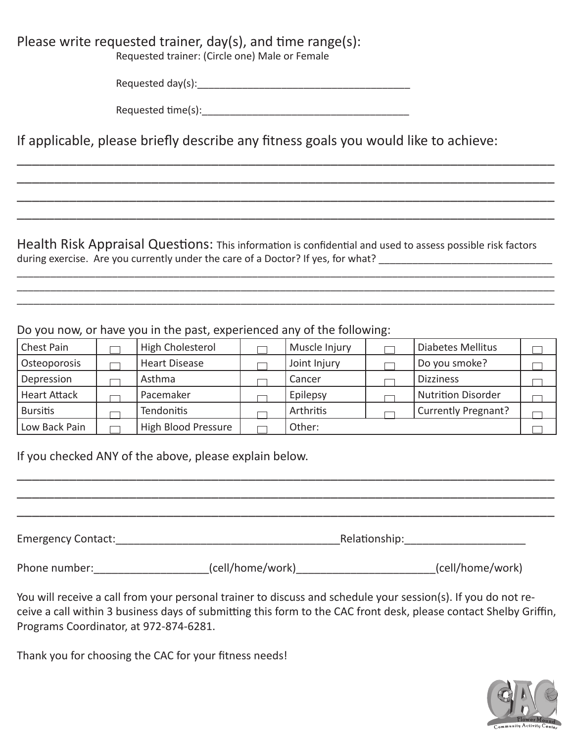Please write requested trainer, day(s), and time range(s):

Requested trainer: (Circle one) Male or Female

Requested day(s):______________________________________

Requested time(s):______________________________________

If applicable, please briefly describe any fitness goals you would like to achieve:

________________________________________________________________________________

________________________________________________________________________________

________________________________________________________________________________

________________________________________________________________________________

Health Risk Appraisal Questions: This information is confidential and used to assess possible risk factors during exercise. Are you currently under the care of a Doctor? If yes, for what? ________________________________

________________________________________________________________________________

________________________________________________________________________________

________________________________________________________________________________

Do you now, or have you in the past, experienced any of the following:

| | | | | | | | |
|---|---|---|---|---|---|---|---|
| Chest Pain | ☐ | High Cholesterol | ☐ | Muscle Injury | ☐ | Diabetes Mellitus | ☐ |
| Osteoporosis | ☐ | Heart Disease | ☐ | Joint Injury | ☐ | Do you smoke? | ☐ |
| Depression | ☐ | Asthma | ☐ | Cancer | ☐ | Dizziness | ☐ |
| Heart Attack | ☐ | Pacemaker | ☐ | Epilepsy | ☐ | Nutrition Disorder | ☐ |
| Bursitis | ☐ | Tendonitis | ☐ | Arthritis | ☐ | Currently Pregnant? | ☐ |
| Low Back Pain | ☐ | High Blood Pressure | ☐ | Other: | | | ☐ |

If you checked ANY of the above, please explain below.

________________________________________________________________________________

________________________________________________________________________________

________________________________________________________________________________

Emergency Contact:______________________________________Relationship:____________________

Phone number:___________________(cell/home/work)_______________________(cell/home/work)

You will receive a call from your personal trainer to discuss and schedule your session(s). If you do not receive a call within 3 business days of submitting this form to the CAC front desk, please contact Shelby Griffin, Programs Coordinator, at 972-874-6281.

Thank you for choosing the CAC for your fitness needs!

CAC Flower Mound Community Activity Center